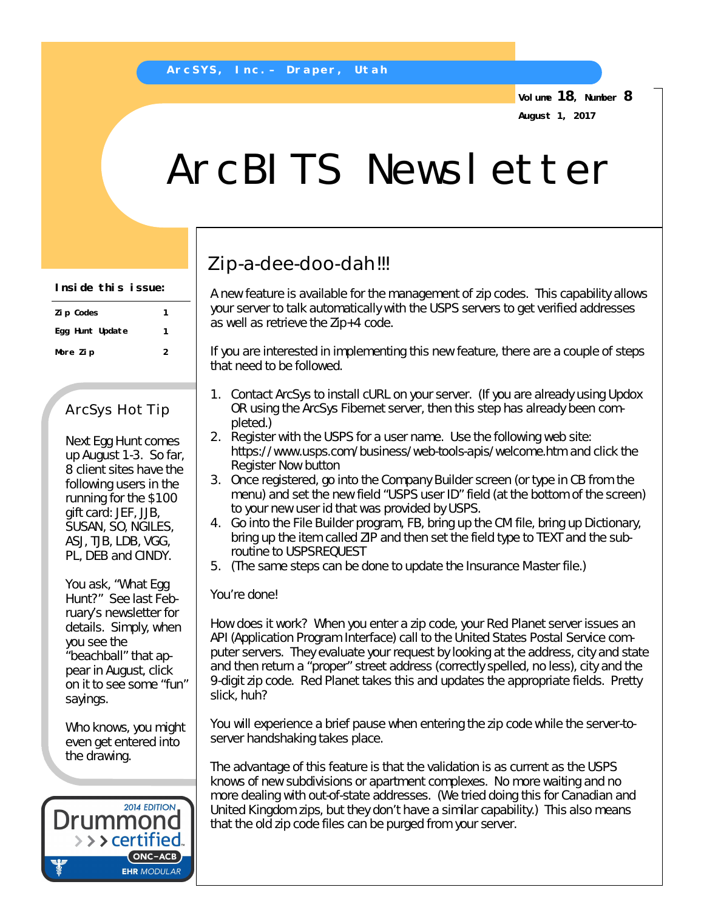ArcSYS, Inc. – Draper, Utah

Volume 18, Number 8
August 1, 2017

# ArcBITS Newsletter

**Inside this issue:**

| | |
|---|---|
| Zip Codes | 1 |
| Egg Hunt Update | 1 |
| More Zip | 2 |

## Zip-a-dee-doo-dah!!!

A new feature is available for the management of zip codes. This capability allows your server to talk automatically with the USPS servers to get verified addresses as well as retrieve the Zip+4 code.

If you are interested in implementing this new feature, there are a couple of steps that need to be followed.

1. Contact ArcSys to install cURL on your server. (If you are already using Updox OR using the ArcSys Fibernet server, then this step has already been completed.)
2. Register with the USPS for a user name. Use the following web site: https://www.usps.com/business/web-tools-apis/welcome.htm and click the Register Now button
3. Once registered, go into the Company Builder screen (or type in CB from the menu) and set the new field "USPS user ID" field (at the bottom of the screen) to your new user id that was provided by USPS.
4. Go into the File Builder program, FB, bring up the CM file, bring up Dictionary, bring up the item called ZIP and then set the field type to TEXT and the subroutine to USPSREQUEST
5. (The same steps can be done to update the Insurance Master file.)

You're done!

How does it work? When you enter a zip code, your Red Planet server issues an API (Application Program Interface) call to the United States Postal Service computer servers. They evaluate your request by looking at the address, city and state and then return a "proper" street address (correctly spelled, no less), city and the 9-digit zip code. Red Planet takes this and updates the appropriate fields. Pretty slick, huh?

You will experience a brief pause when entering the zip code while the server-to-server handshaking takes place.

The advantage of this feature is that the validation is as current as the USPS knows of new subdivisions or apartment complexes. No more waiting and no more dealing with out-of-state addresses. (We tried doing this for Canadian and United Kingdom zips, but they don't have a similar capability.) This also means that the old zip code files can be purged from your server.

### ArcSys Hot Tip

Next Egg Hunt comes up August 1-3. So far, 8 client sites have the following users in the running for the $100 gift card: JEF, JJB, SUSAN, SO, NGILES, ASJ, TJB, LDB, VGG, PL, DEB and CINDY.

You ask, "What Egg Hunt?" See last February's newsletter for details. Simply, when you see the "beachball" that appear in August, click on it to see some "fun" sayings.

Who knows, you might even get entered into the drawing.

Drummond certified 2014 Edition ONC-ACB EHR Modular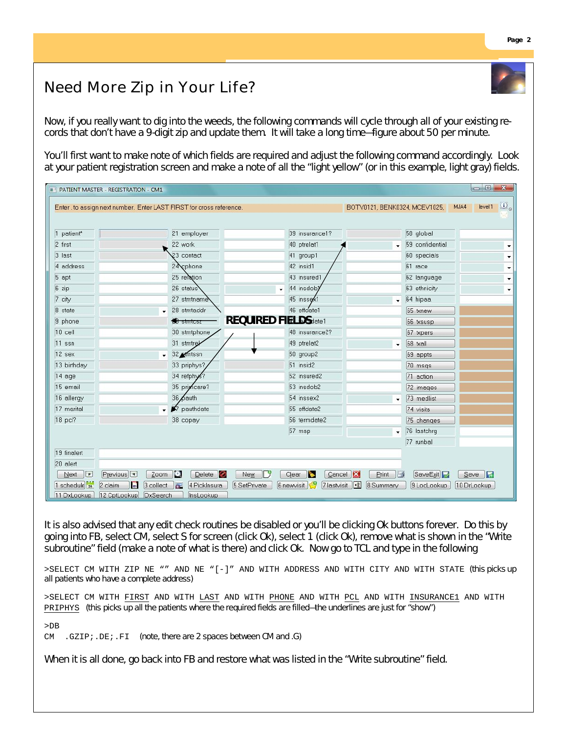## Need More Zip in Your Life?

Now, if you really want to dig into the weeds, the following commands will cycle through all of your existing records that don't have a 9-digit zip and update them. It will take a long time—figure about 50 per minute.

You'll first want to make note of which fields are required and adjust the following command accordingly. Look at your patient registration screen and make a note of all the "light yellow" (or in this example, light gray) fields.

It is also advised that any edit check routines be disabled or you'll be clicking Ok buttons forever. Do this by going into FB, select CM, select S for screen (click Ok), select 1 (click Ok), remove what is shown in the "Write subroutine" field (make a note of what is there) and click Ok. Now go to TCL and type in the following

`>SELECT CM WITH ZIP NE "" AND NE "[-]" AND WITH ADDRESS AND WITH CITY AND WITH STATE` (this picks up all patients who have a complete address)

`>SELECT CM WITH FIRST AND WITH LAST AND WITH PHONE AND WITH PCL AND WITH INSURANCE1 AND WITH PRIPHYS` (this picks up all the patients where the required fields are filled—the underlines are just for "show")

```
>DB
CM  .GZIP;.DE;.FI
```

(note, there are 2 spaces between CM and .G)

When it is all done, go back into FB and restore what was listed in the "Write subroutine" field.